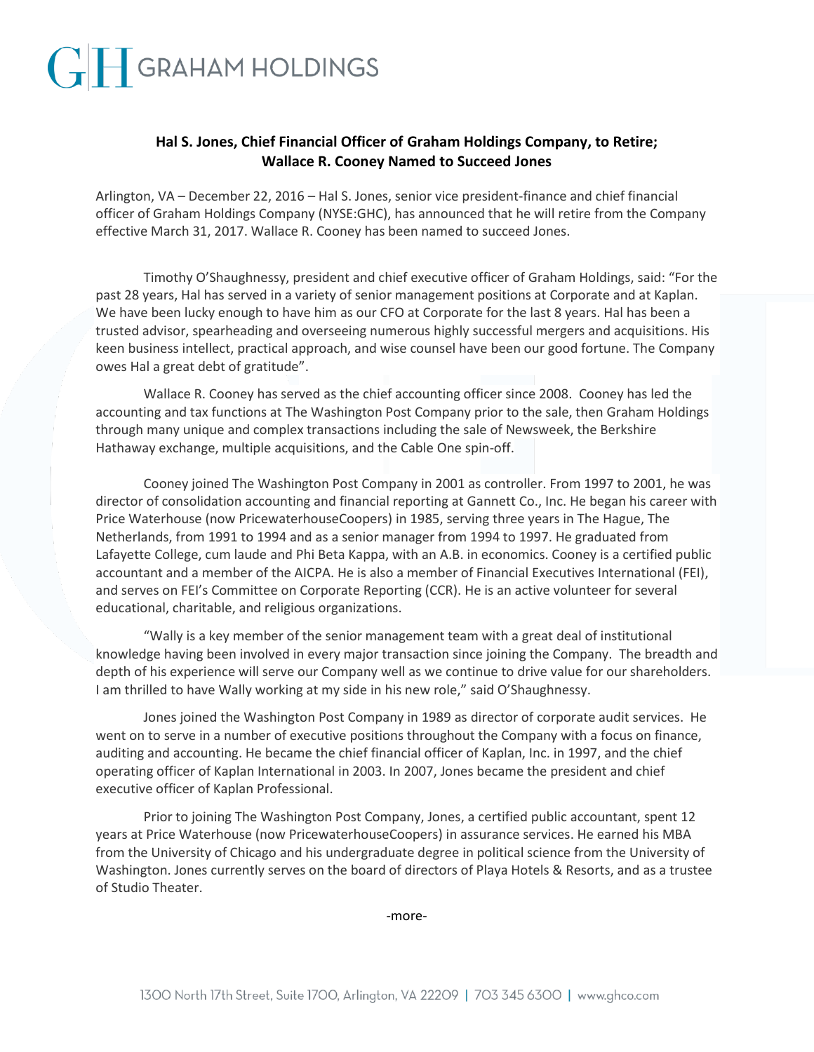# GRAHAM HOLDINGS

**Hal S. Jones, Chief Financial Officer of Graham Holdings Company, to Retire; Wallace R. Cooney Named to Succeed Jones**

Arlington, VA – December 22, 2016 – Hal S. Jones, senior vice president-finance and chief financial officer of Graham Holdings Company (NYSE:GHC), has announced that he will retire from the Company effective March 31, 2017. Wallace R. Cooney has been named to succeed Jones.

Timothy O'Shaughnessy, president and chief executive officer of Graham Holdings, said: "For the past 28 years, Hal has served in a variety of senior management positions at Corporate and at Kaplan. We have been lucky enough to have him as our CFO at Corporate for the last 8 years. Hal has been a trusted advisor, spearheading and overseeing numerous highly successful mergers and acquisitions. His keen business intellect, practical approach, and wise counsel have been our good fortune. The Company owes Hal a great debt of gratitude".

Wallace R. Cooney has served as the chief accounting officer since 2008. Cooney has led the accounting and tax functions at The Washington Post Company prior to the sale, then Graham Holdings through many unique and complex transactions including the sale of Newsweek, the Berkshire Hathaway exchange, multiple acquisitions, and the Cable One spin-off.

Cooney joined The Washington Post Company in 2001 as controller. From 1997 to 2001, he was director of consolidation accounting and financial reporting at Gannett Co., Inc. He began his career with Price Waterhouse (now PricewaterhouseCoopers) in 1985, serving three years in The Hague, The Netherlands, from 1991 to 1994 and as a senior manager from 1994 to 1997. He graduated from Lafayette College, cum laude and Phi Beta Kappa, with an A.B. in economics. Cooney is a certified public accountant and a member of the AICPA. He is also a member of Financial Executives International (FEI), and serves on FEI's Committee on Corporate Reporting (CCR). He is an active volunteer for several educational, charitable, and religious organizations.

"Wally is a key member of the senior management team with a great deal of institutional knowledge having been involved in every major transaction since joining the Company. The breadth and depth of his experience will serve our Company well as we continue to drive value for our shareholders. I am thrilled to have Wally working at my side in his new role," said O'Shaughnessy.

Jones joined the Washington Post Company in 1989 as director of corporate audit services. He went on to serve in a number of executive positions throughout the Company with a focus on finance, auditing and accounting. He became the chief financial officer of Kaplan, Inc. in 1997, and the chief operating officer of Kaplan International in 2003. In 2007, Jones became the president and chief executive officer of Kaplan Professional.

Prior to joining The Washington Post Company, Jones, a certified public accountant, spent 12 years at Price Waterhouse (now PricewaterhouseCoopers) in assurance services. He earned his MBA from the University of Chicago and his undergraduate degree in political science from the University of Washington. Jones currently serves on the board of directors of Playa Hotels & Resorts, and as a trustee of Studio Theater.

-more-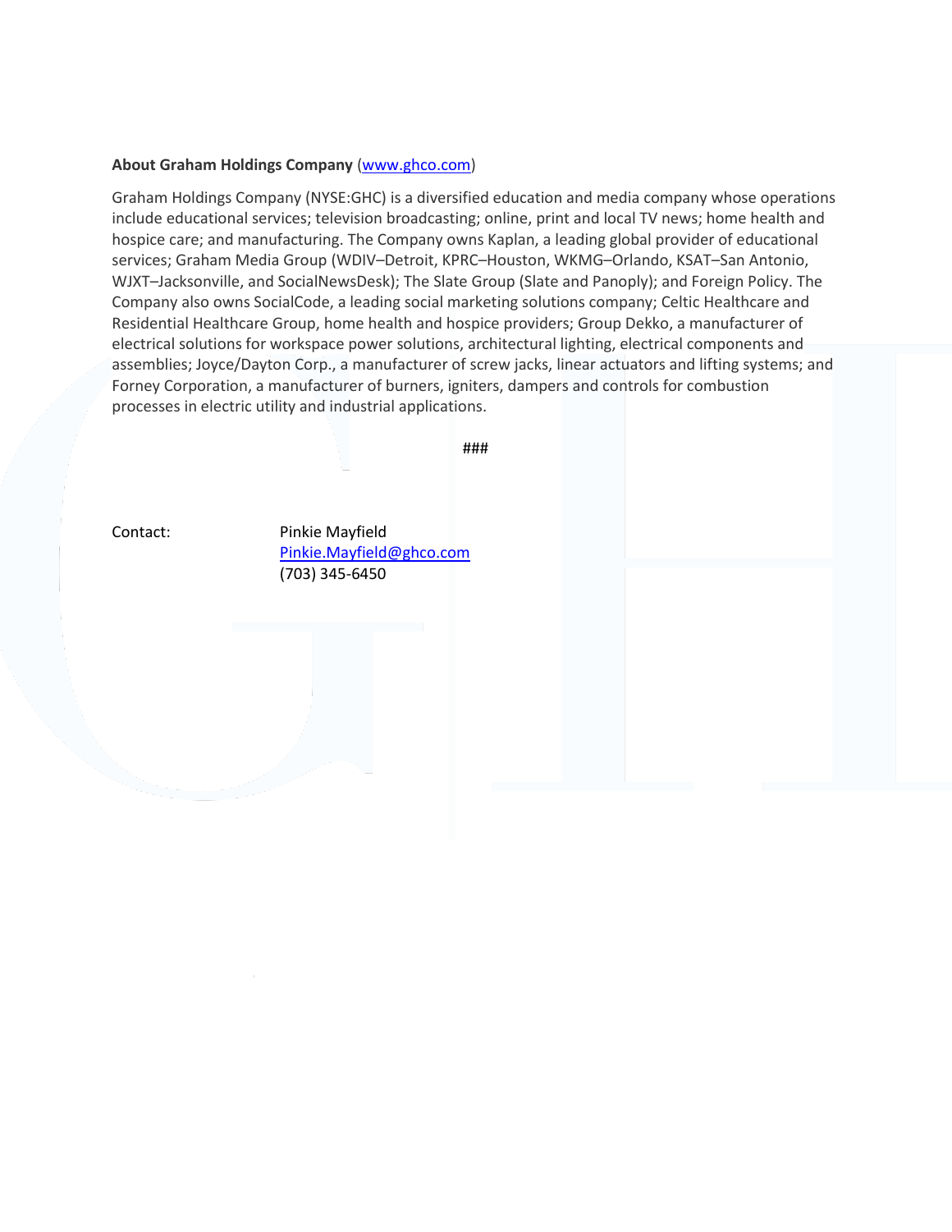**About Graham Holdings Company** (www.ghco.com)

Graham Holdings Company (NYSE:GHC) is a diversified education and media company whose operations include educational services; television broadcasting; online, print and local TV news; home health and hospice care; and manufacturing. The Company owns Kaplan, a leading global provider of educational services; Graham Media Group (WDIV–Detroit, KPRC–Houston, WKMG–Orlando, KSAT–San Antonio, WJXT–Jacksonville, and SocialNewsDesk); The Slate Group (Slate and Panoply); and Foreign Policy. The Company also owns SocialCode, a leading social marketing solutions company; Celtic Healthcare and Residential Healthcare Group, home health and hospice providers; Group Dekko, a manufacturer of electrical solutions for workspace power solutions, architectural lighting, electrical components and assemblies; Joyce/Dayton Corp., a manufacturer of screw jacks, linear actuators and lifting systems; and Forney Corporation, a manufacturer of burners, igniters, dampers and controls for combustion processes in electric utility and industrial applications.

###

Contact: Pinkie Mayfield
Pinkie.Mayfield@ghco.com
(703) 345-6450